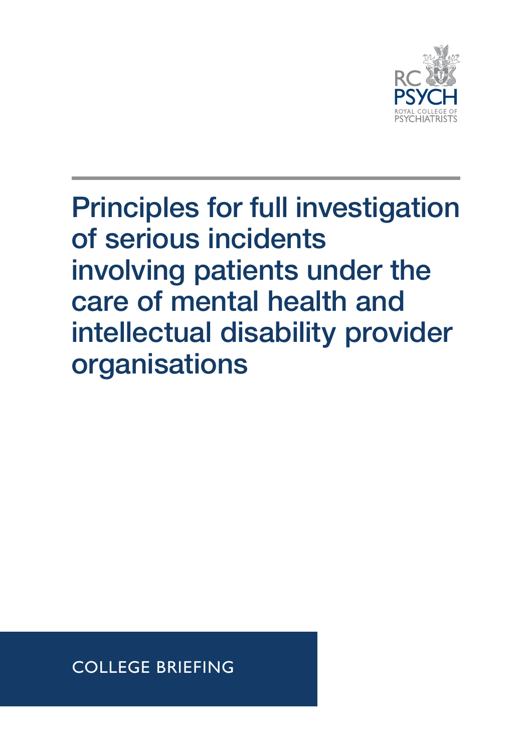RC PSYCH
ROYAL COLLEGE OF PSYCHIATRISTS

# Principles for full investigation of serious incidents involving patients under the care of mental health and intellectual disability provider organisations

COLLEGE BRIEFING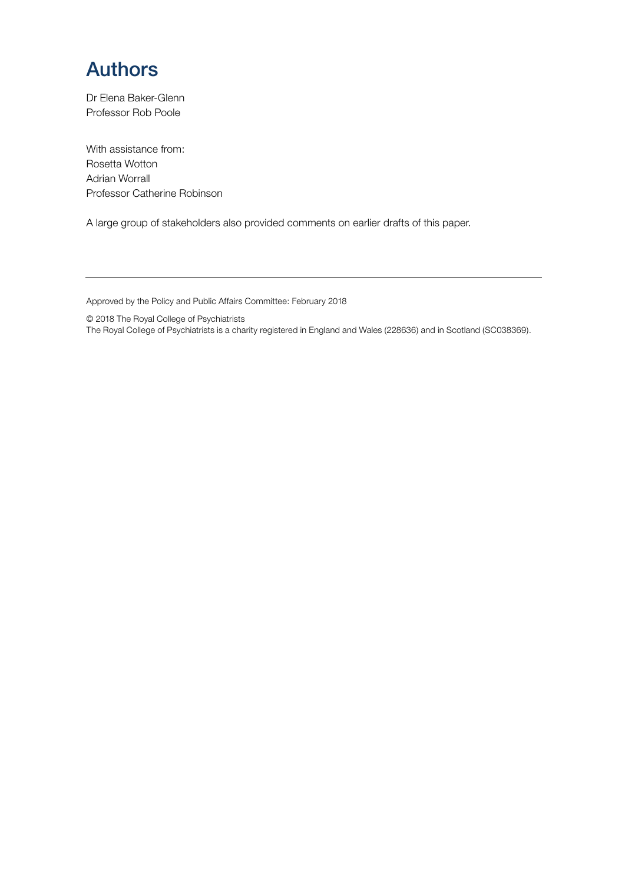# Authors

Dr Elena Baker-Glenn
Professor Rob Poole

With assistance from:
Rosetta Wotton
Adrian Worrall
Professor Catherine Robinson

A large group of stakeholders also provided comments on earlier drafts of this paper.

---

Approved by the Policy and Public Affairs Committee: February 2018

© 2018 The Royal College of Psychiatrists
The Royal College of Psychiatrists is a charity registered in England and Wales (228636) and in Scotland (SC038369).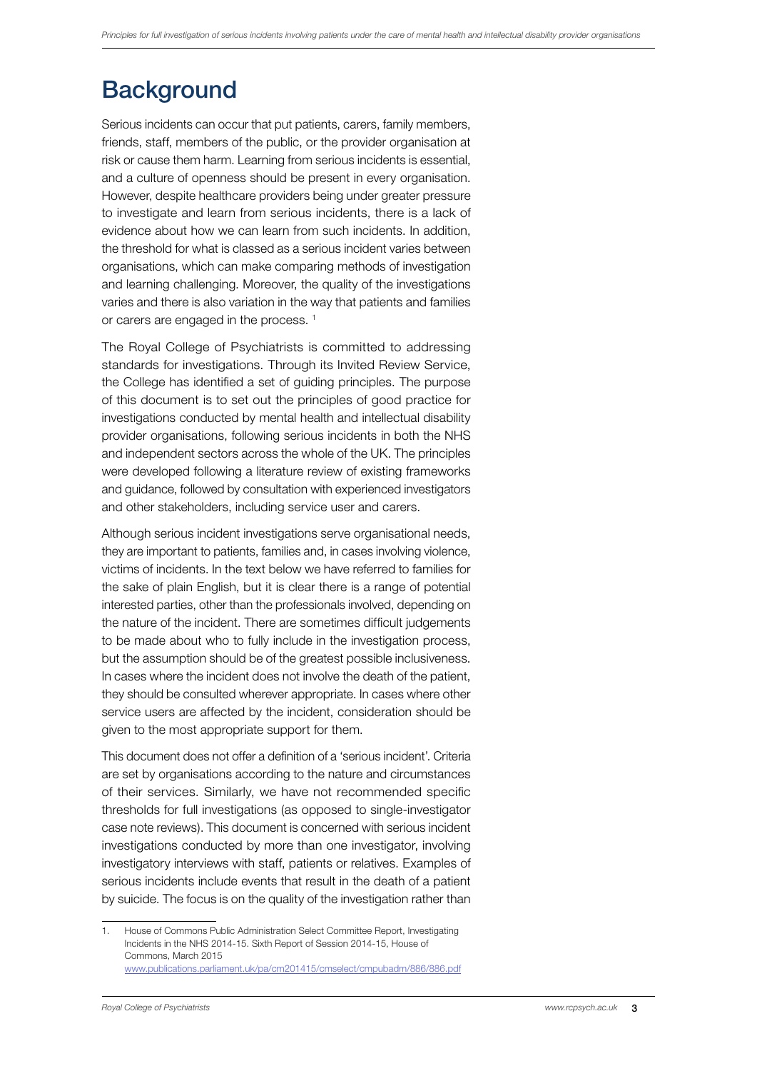# Background

Serious incidents can occur that put patients, carers, family members, friends, staff, members of the public, or the provider organisation at risk or cause them harm. Learning from serious incidents is essential, and a culture of openness should be present in every organisation. However, despite healthcare providers being under greater pressure to investigate and learn from serious incidents, there is a lack of evidence about how we can learn from such incidents. In addition, the threshold for what is classed as a serious incident varies between organisations, which can make comparing methods of investigation and learning challenging. Moreover, the quality of the investigations varies and there is also variation in the way that patients and families or carers are engaged in the process. [1]

The Royal College of Psychiatrists is committed to addressing standards for investigations. Through its Invited Review Service, the College has identified a set of guiding principles. The purpose of this document is to set out the principles of good practice for investigations conducted by mental health and intellectual disability provider organisations, following serious incidents in both the NHS and independent sectors across the whole of the UK. The principles were developed following a literature review of existing frameworks and guidance, followed by consultation with experienced investigators and other stakeholders, including service user and carers.

Although serious incident investigations serve organisational needs, they are important to patients, families and, in cases involving violence, victims of incidents. In the text below we have referred to families for the sake of plain English, but it is clear there is a range of potential interested parties, other than the professionals involved, depending on the nature of the incident. There are sometimes difficult judgements to be made about who to fully include in the investigation process, but the assumption should be of the greatest possible inclusiveness. In cases where the incident does not involve the death of the patient, they should be consulted wherever appropriate. In cases where other service users are affected by the incident, consideration should be given to the most appropriate support for them.

This document does not offer a definition of a 'serious incident'. Criteria are set by organisations according to the nature and circumstances of their services. Similarly, we have not recommended specific thresholds for full investigations (as opposed to single-investigator case note reviews). This document is concerned with serious incident investigations conducted by more than one investigator, involving investigatory interviews with staff, patients or relatives. Examples of serious incidents include events that result in the death of a patient by suicide. The focus is on the quality of the investigation rather than

---

1. House of Commons Public Administration Select Committee Report, Investigating Incidents in the NHS 2014-15. Sixth Report of Session 2014-15, House of Commons, March 2015 www.publications.parliament.uk/pa/cm201415/cmselect/cmpubadm/886/886.pdf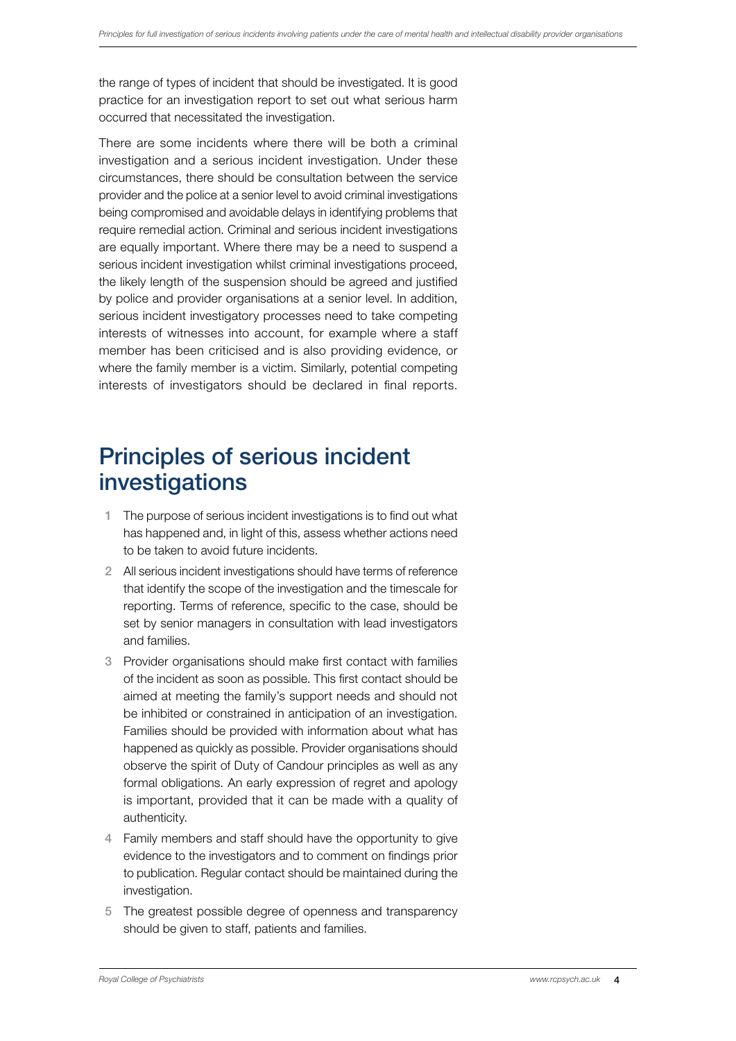the range of types of incident that should be investigated. It is good practice for an investigation report to set out what serious harm occurred that necessitated the investigation.

There are some incidents where there will be both a criminal investigation and a serious incident investigation. Under these circumstances, there should be consultation between the service provider and the police at a senior level to avoid criminal investigations being compromised and avoidable delays in identifying problems that require remedial action. Criminal and serious incident investigations are equally important. Where there may be a need to suspend a serious incident investigation whilst criminal investigations proceed, the likely length of the suspension should be agreed and justified by police and provider organisations at a senior level. In addition, serious incident investigatory processes need to take competing interests of witnesses into account, for example where a staff member has been criticised and is also providing evidence, or where the family member is a victim. Similarly, potential competing interests of investigators should be declared in final reports.

## Principles of serious incident investigations

1. The purpose of serious incident investigations is to find out what has happened and, in light of this, assess whether actions need to be taken to avoid future incidents.
2. All serious incident investigations should have terms of reference that identify the scope of the investigation and the timescale for reporting. Terms of reference, specific to the case, should be set by senior managers in consultation with lead investigators and families.
3. Provider organisations should make first contact with families of the incident as soon as possible. This first contact should be aimed at meeting the family's support needs and should not be inhibited or constrained in anticipation of an investigation. Families should be provided with information about what has happened as quickly as possible. Provider organisations should observe the spirit of Duty of Candour principles as well as any formal obligations. An early expression of regret and apology is important, provided that it can be made with a quality of authenticity.
4. Family members and staff should have the opportunity to give evidence to the investigators and to comment on findings prior to publication. Regular contact should be maintained during the investigation.
5. The greatest possible degree of openness and transparency should be given to staff, patients and families.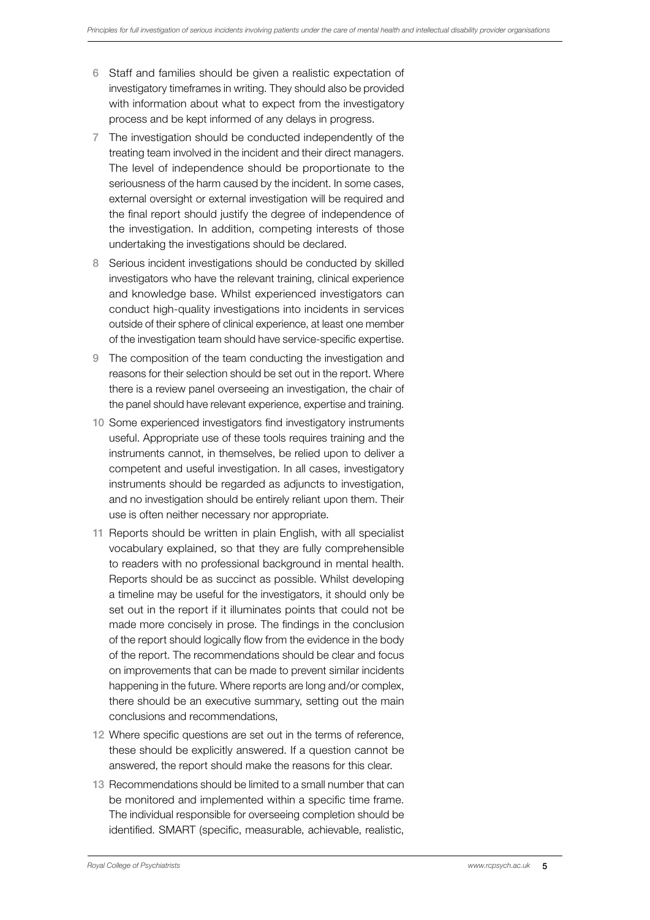6 Staff and families should be given a realistic expectation of investigatory timeframes in writing. They should also be provided with information about what to expect from the investigatory process and be kept informed of any delays in progress.

7 The investigation should be conducted independently of the treating team involved in the incident and their direct managers. The level of independence should be proportionate to the seriousness of the harm caused by the incident. In some cases, external oversight or external investigation will be required and the final report should justify the degree of independence of the investigation. In addition, competing interests of those undertaking the investigations should be declared.

8 Serious incident investigations should be conducted by skilled investigators who have the relevant training, clinical experience and knowledge base. Whilst experienced investigators can conduct high-quality investigations into incidents in services outside of their sphere of clinical experience, at least one member of the investigation team should have service-specific expertise.

9 The composition of the team conducting the investigation and reasons for their selection should be set out in the report. Where there is a review panel overseeing an investigation, the chair of the panel should have relevant experience, expertise and training.

10 Some experienced investigators find investigatory instruments useful. Appropriate use of these tools requires training and the instruments cannot, in themselves, be relied upon to deliver a competent and useful investigation. In all cases, investigatory instruments should be regarded as adjuncts to investigation, and no investigation should be entirely reliant upon them. Their use is often neither necessary nor appropriate.

11 Reports should be written in plain English, with all specialist vocabulary explained, so that they are fully comprehensible to readers with no professional background in mental health. Reports should be as succinct as possible. Whilst developing a timeline may be useful for the investigators, it should only be set out in the report if it illuminates points that could not be made more concisely in prose. The findings in the conclusion of the report should logically flow from the evidence in the body of the report. The recommendations should be clear and focus on improvements that can be made to prevent similar incidents happening in the future. Where reports are long and/or complex, there should be an executive summary, setting out the main conclusions and recommendations,

12 Where specific questions are set out in the terms of reference, these should be explicitly answered. If a question cannot be answered, the report should make the reasons for this clear.

13 Recommendations should be limited to a small number that can be monitored and implemented within a specific time frame. The individual responsible for overseeing completion should be identified. SMART (specific, measurable, achievable, realistic,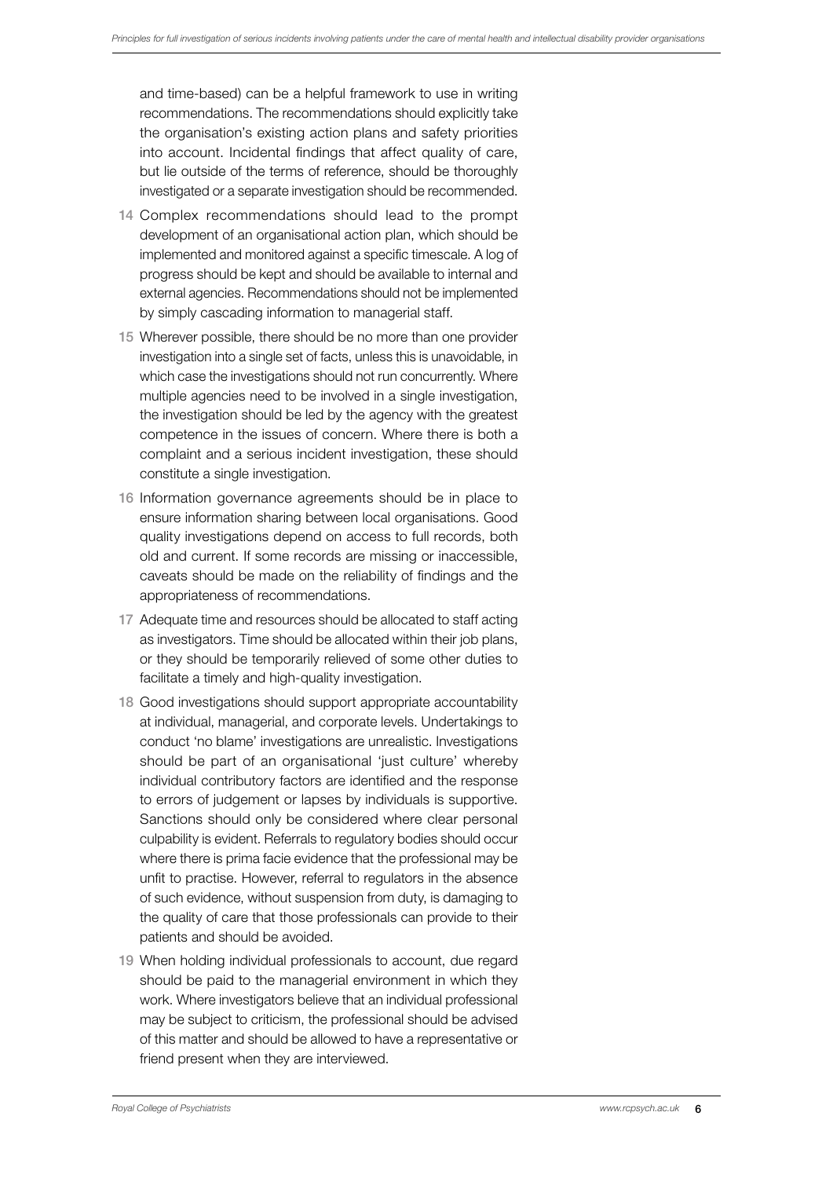and time-based) can be a helpful framework to use in writing recommendations. The recommendations should explicitly take the organisation's existing action plans and safety priorities into account. Incidental findings that affect quality of care, but lie outside of the terms of reference, should be thoroughly investigated or a separate investigation should be recommended.

14. Complex recommendations should lead to the prompt development of an organisational action plan, which should be implemented and monitored against a specific timescale. A log of progress should be kept and should be available to internal and external agencies. Recommendations should not be implemented by simply cascading information to managerial staff.
15. Wherever possible, there should be no more than one provider investigation into a single set of facts, unless this is unavoidable, in which case the investigations should not run concurrently. Where multiple agencies need to be involved in a single investigation, the investigation should be led by the agency with the greatest competence in the issues of concern. Where there is both a complaint and a serious incident investigation, these should constitute a single investigation.
16. Information governance agreements should be in place to ensure information sharing between local organisations. Good quality investigations depend on access to full records, both old and current. If some records are missing or inaccessible, caveats should be made on the reliability of findings and the appropriateness of recommendations.
17. Adequate time and resources should be allocated to staff acting as investigators. Time should be allocated within their job plans, or they should be temporarily relieved of some other duties to facilitate a timely and high-quality investigation.
18. Good investigations should support appropriate accountability at individual, managerial, and corporate levels. Undertakings to conduct 'no blame' investigations are unrealistic. Investigations should be part of an organisational 'just culture' whereby individual contributory factors are identified and the response to errors of judgement or lapses by individuals is supportive. Sanctions should only be considered where clear personal culpability is evident. Referrals to regulatory bodies should occur where there is prima facie evidence that the professional may be unfit to practise. However, referral to regulators in the absence of such evidence, without suspension from duty, is damaging to the quality of care that those professionals can provide to their patients and should be avoided.
19. When holding individual professionals to account, due regard should be paid to the managerial environment in which they work. Where investigators believe that an individual professional may be subject to criticism, the professional should be advised of this matter and should be allowed to have a representative or friend present when they are interviewed.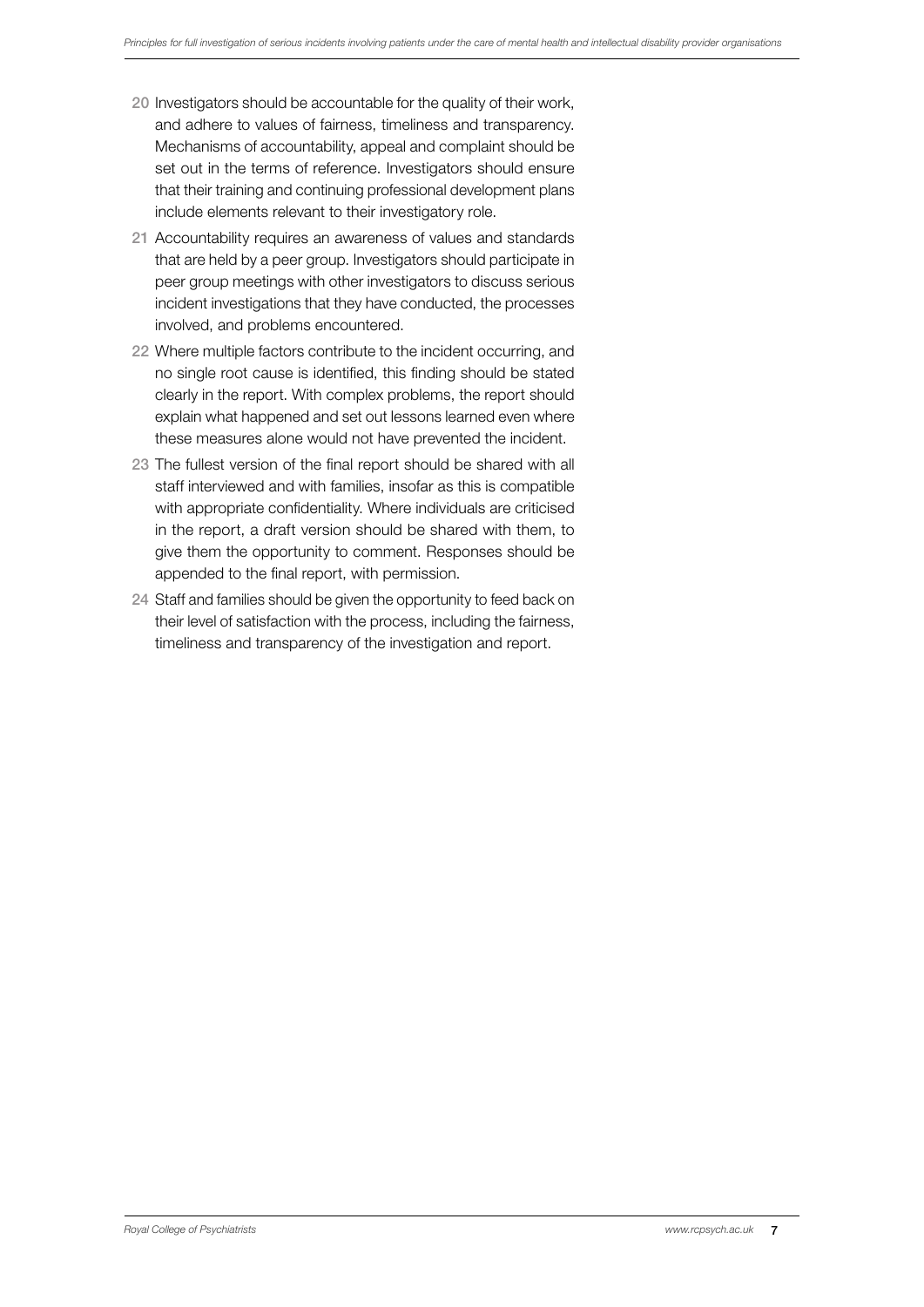20 Investigators should be accountable for the quality of their work, and adhere to values of fairness, timeliness and transparency. Mechanisms of accountability, appeal and complaint should be set out in the terms of reference. Investigators should ensure that their training and continuing professional development plans include elements relevant to their investigatory role.

21 Accountability requires an awareness of values and standards that are held by a peer group. Investigators should participate in peer group meetings with other investigators to discuss serious incident investigations that they have conducted, the processes involved, and problems encountered.

22 Where multiple factors contribute to the incident occurring, and no single root cause is identified, this finding should be stated clearly in the report. With complex problems, the report should explain what happened and set out lessons learned even where these measures alone would not have prevented the incident.

23 The fullest version of the final report should be shared with all staff interviewed and with families, insofar as this is compatible with appropriate confidentiality. Where individuals are criticised in the report, a draft version should be shared with them, to give them the opportunity to comment. Responses should be appended to the final report, with permission.

24 Staff and families should be given the opportunity to feed back on their level of satisfaction with the process, including the fairness, timeliness and transparency of the investigation and report.